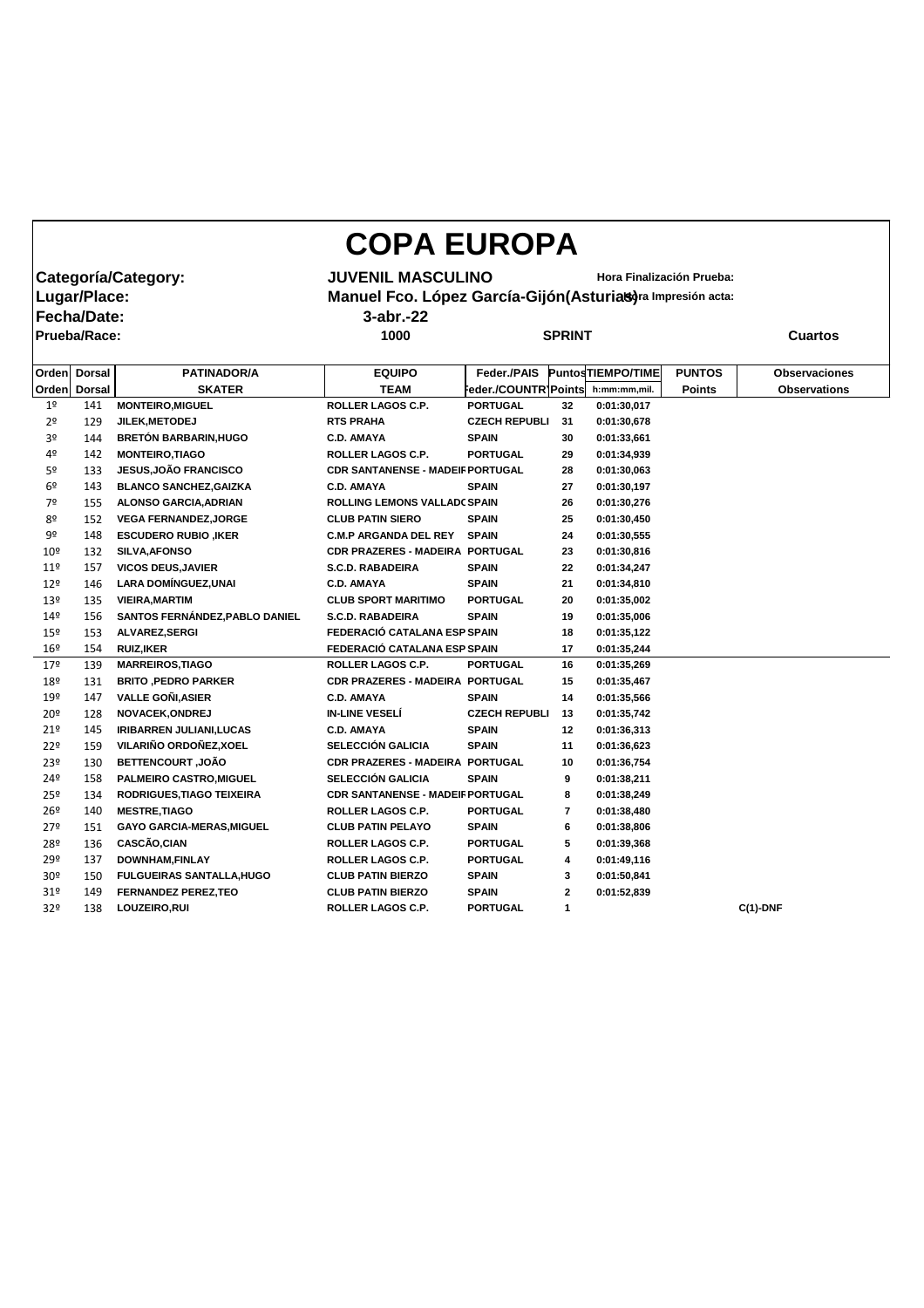# COPA EUROPA

**Categoría/Category:** JUVENIL MASCULINO — **Hora Finalización Prueba:**

**Lugar/Place:** Manuel Fco. López García-Gijón(Asturias) — **Hora Impresión acta:**

**Fecha/Date:** 3-abr.-22

**Prueba/Race:** 1000 — SPRINT — **Cuartos**

| Orden | Dorsal | PATINADOR/A | EQUIPO | Feder./PAIS | Puntos | TIEMPO/TIME | PUNTOS | Observaciones |
|---|---|---|---|---|---|---|---|---|
| Orden | Dorsal | SKATER | TEAM | Feder./COUNTRY | Points | h:mm:mm,mil. | Points | Observations |
| 1º | 141 | MONTEIRO,MIGUEL | ROLLER LAGOS C.P. | PORTUGAL | 32 | 0:01:30,017 | | |
| 2º | 129 | JILEK,METODEJ | RTS PRAHA | CZECH REPUBLI | 31 | 0:01:30,678 | | |
| 3º | 144 | BRETÓN BARBARIN,HUGO | C.D. AMAYA | SPAIN | 30 | 0:01:33,661 | | |
| 4º | 142 | MONTEIRO,TIAGO | ROLLER LAGOS C.P. | PORTUGAL | 29 | 0:01:34,939 | | |
| 5º | 133 | JESUS,JOÃO FRANCISCO | CDR SANTANENSE - MADEIR | PORTUGAL | 28 | 0:01:30,063 | | |
| 6º | 143 | BLANCO SANCHEZ,GAIZKA | C.D. AMAYA | SPAIN | 27 | 0:01:30,197 | | |
| 7º | 155 | ALONSO GARCIA,ADRIAN | ROLLING LEMONS VALLADO | SPAIN | 26 | 0:01:30,276 | | |
| 8º | 152 | VEGA FERNANDEZ,JORGE | CLUB PATIN SIERO | SPAIN | 25 | 0:01:30,450 | | |
| 9º | 148 | ESCUDERO RUBIO ,IKER | C.M.P ARGANDA DEL REY | SPAIN | 24 | 0:01:30,555 | | |
| 10º | 132 | SILVA,AFONSO | CDR PRAZERES - MADEIRA | PORTUGAL | 23 | 0:01:30,816 | | |
| 11º | 157 | VICOS DEUS,JAVIER | S.C.D. RABADEIRA | SPAIN | 22 | 0:01:34,247 | | |
| 12º | 146 | LARA DOMÍNGUEZ,UNAI | C.D. AMAYA | SPAIN | 21 | 0:01:34,810 | | |
| 13º | 135 | VIEIRA,MARTIM | CLUB SPORT MARITIMO | PORTUGAL | 20 | 0:01:35,002 | | |
| 14º | 156 | SANTOS FERNÁNDEZ,PABLO DANIEL | S.C.D. RABADEIRA | SPAIN | 19 | 0:01:35,006 | | |
| 15º | 153 | ALVAREZ,SERGI | FEDERACIÓ CATALANA ESP | SPAIN | 18 | 0:01:35,122 | | |
| 16º | 154 | RUIZ,IKER | FEDERACIÓ CATALANA ESP | SPAIN | 17 | 0:01:35,244 | | |
| 17º | 139 | MARREIROS,TIAGO | ROLLER LAGOS C.P. | PORTUGAL | 16 | 0:01:35,269 | | |
| 18º | 131 | BRITO ,PEDRO PARKER | CDR PRAZERES - MADEIRA | PORTUGAL | 15 | 0:01:35,467 | | |
| 19º | 147 | VALLE GOÑI,ASIER | C.D. AMAYA | SPAIN | 14 | 0:01:35,566 | | |
| 20º | 128 | NOVACEK,ONDREJ | IN-LINE VESELÍ | CZECH REPUBLI | 13 | 0:01:35,742 | | |
| 21º | 145 | IRIBARREN JULIANI,LUCAS | C.D. AMAYA | SPAIN | 12 | 0:01:36,313 | | |
| 22º | 159 | VILARIÑO ORDOÑEZ,XOEL | SELECCIÓN GALICIA | SPAIN | 11 | 0:01:36,623 | | |
| 23º | 130 | BETTENCOURT ,JOÃO | CDR PRAZERES - MADEIRA | PORTUGAL | 10 | 0:01:36,754 | | |
| 24º | 158 | PALMEIRO CASTRO,MIGUEL | SELECCIÓN GALICIA | SPAIN | 9 | 0:01:38,211 | | |
| 25º | 134 | RODRIGUES,TIAGO TEIXEIRA | CDR SANTANENSE - MADEIR | PORTUGAL | 8 | 0:01:38,249 | | |
| 26º | 140 | MESTRE,TIAGO | ROLLER LAGOS C.P. | PORTUGAL | 7 | 0:01:38,480 | | |
| 27º | 151 | GAYO GARCIA-MERAS,MIGUEL | CLUB PATIN PELAYO | SPAIN | 6 | 0:01:38,806 | | |
| 28º | 136 | CASCÃO,CIAN | ROLLER LAGOS C.P. | PORTUGAL | 5 | 0:01:39,368 | | |
| 29º | 137 | DOWNHAM,FINLAY | ROLLER LAGOS C.P. | PORTUGAL | 4 | 0:01:49,116 | | |
| 30º | 150 | FULGUEIRAS SANTALLA,HUGO | CLUB PATIN BIERZO | SPAIN | 3 | 0:01:50,841 | | |
| 31º | 149 | FERNANDEZ PEREZ,TEO | CLUB PATIN BIERZO | SPAIN | 2 | 0:01:52,839 | | |
| 32º | 138 | LOUZEIRO,RUI | ROLLER LAGOS C.P. | PORTUGAL | 1 | | | C(1)-DNF |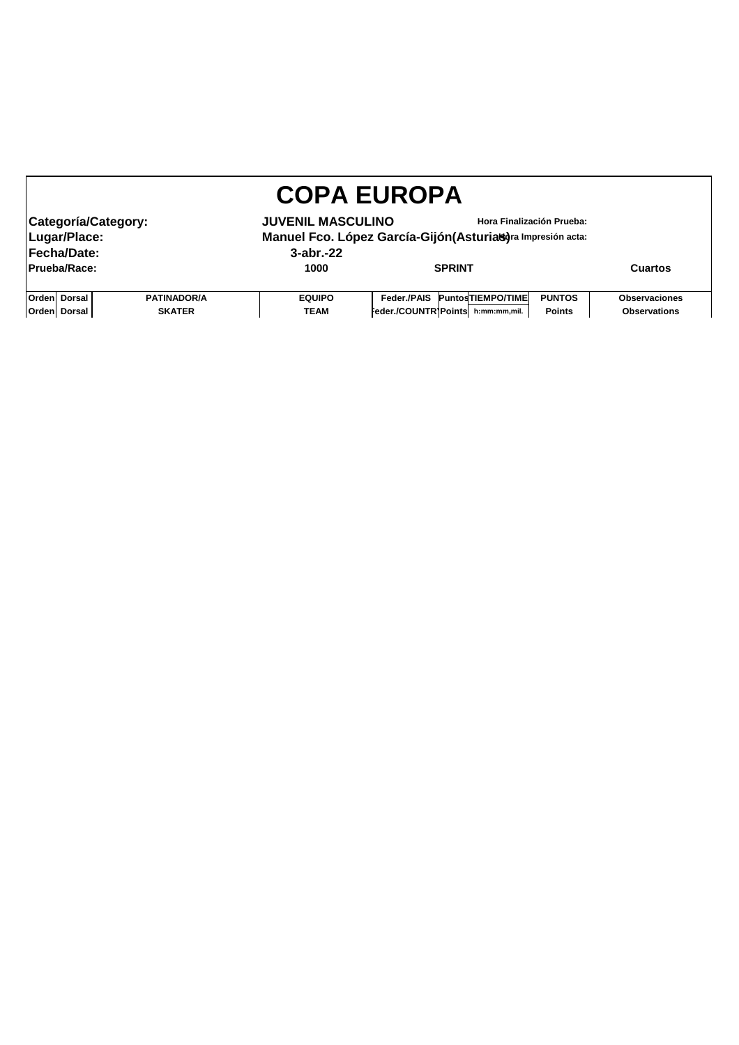# COPA EUROPA

**Categoría/Category:** JUVENIL MASCULINO **Hora Finalización Prueba:**

**Lugar/Place:** Manuel Fco. López García-Gijón(Asturias) **Hora Impresión acta:**

**Fecha/Date:** 3-abr.-22

**Prueba/Race:** 1000 SPRINT Cuartos

| Orden | Dorsal | PATINADOR/A | EQUIPO | Feder./PAIS | Puntos | TIEMPO/TIME | PUNTOS | Observaciones |
|---|---|---|---|---|---|---|---|---|
| Orden | Dorsal | SKATER | TEAM | Feder./COUNTRY | Points | h:mm:mm,mil. | Points | Observations |